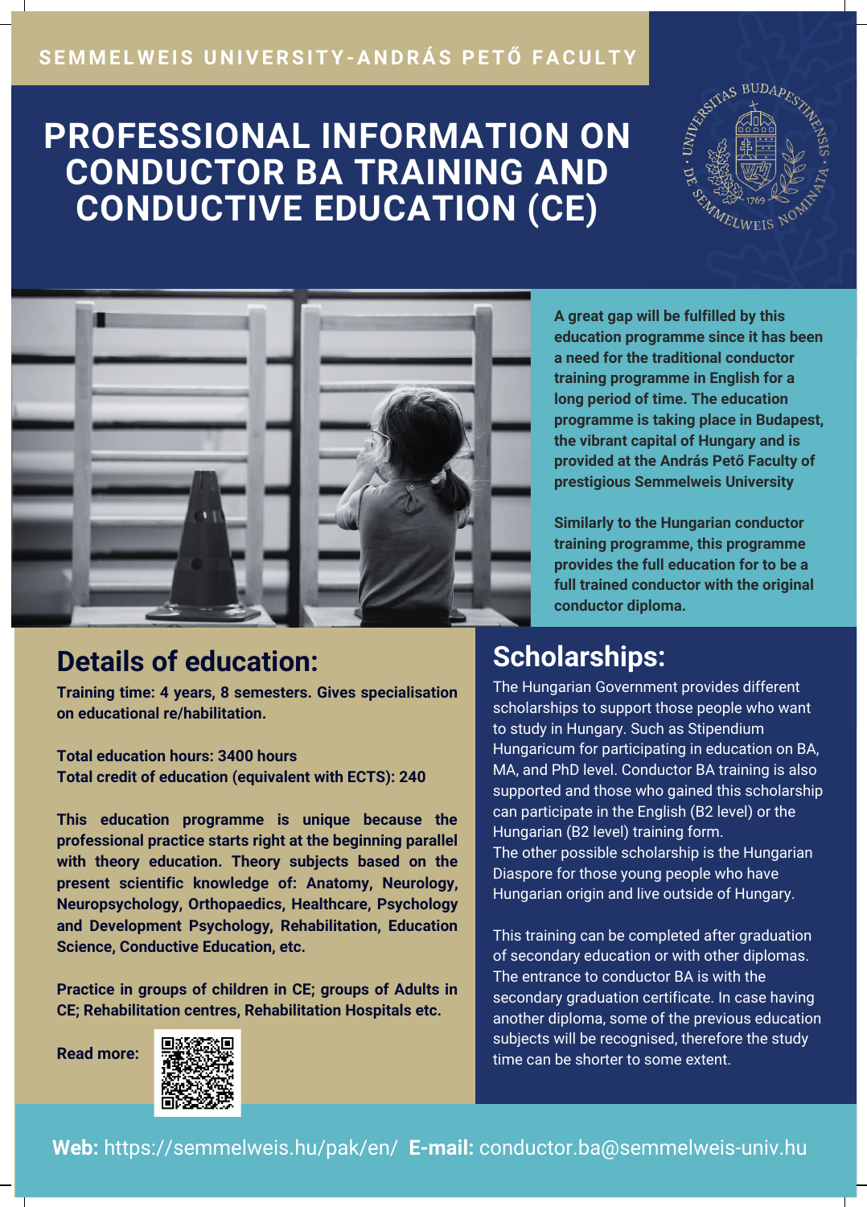SEMMELWEIS UNIVERSITY-ANDRÁS PETŐ FACULTY

# PROFESSIONAL INFORMATION ON CONDUCTOR BA TRAINING AND CONDUCTIVE EDUCATION (CE)

**A great gap will be fulfilled by this education programme since it has been a need for the traditional conductor training programme in English for a long period of time. The education programme is taking place in Budapest, the vibrant capital of Hungary and is provided at the András Pető Faculty of prestigious Semmelweis University**

**Similarly to the Hungarian conductor training programme, this programme provides the full education for to be a full trained conductor with the original conductor diploma.**

## Details of education:

**Training time: 4 years, 8 semesters. Gives specialisation on educational re/habilitation.**

**Total education hours: 3400 hours**
**Total credit of education (equivalent with ECTS): 240**

**This education programme is unique because the professional practice starts right at the beginning parallel with theory education. Theory subjects based on the present scientific knowledge of: Anatomy, Neurology, Neuropsychology, Orthopaedics, Healthcare, Psychology and Development Psychology, Rehabilitation, Education Science, Conductive Education, etc.**

**Practice in groups of children in CE; groups of Adults in CE; Rehabilitation centres, Rehabilitation Hospitals etc.**

**Read more:**

## Scholarships:

The Hungarian Government provides different scholarships to support those people who want to study in Hungary. Such as Stipendium Hungaricum for participating in education on BA, MA, and PhD level. Conductor BA training is also supported and those who gained this scholarship can participate in the English (B2 level) or the Hungarian (B2 level) training form.
The other possible scholarship is the Hungarian Diaspore for those young people who have Hungarian origin and live outside of Hungary.

This training can be completed after graduation of secondary education or with other diplomas. The entrance to conductor BA is with the secondary graduation certificate. In case having another diploma, some of the previous education subjects will be recognised, therefore the study time can be shorter to some extent.

**Web:** https://semmelweis.hu/pak/en/ **E-mail:** conductor.ba@semmelweis-univ.hu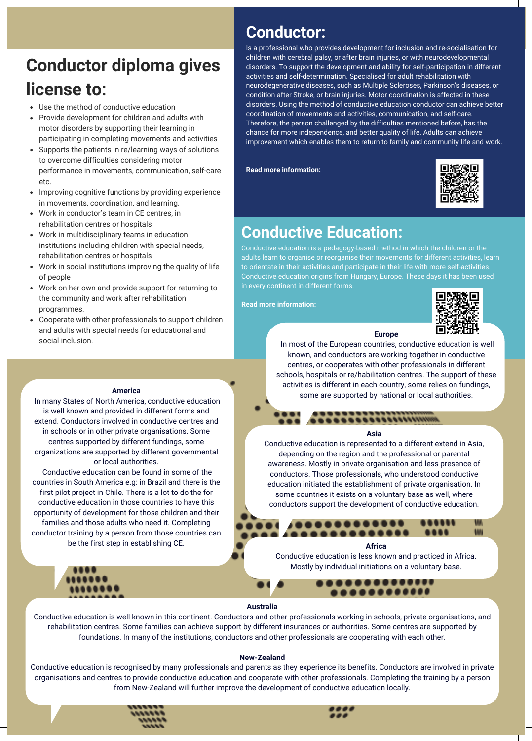## Conductor diploma gives license to:

- Use the method of conductive education
- Provide development for children and adults with motor disorders by supporting their learning in participating in completing movements and activities
- Supports the patients in re/learning ways of solutions to overcome difficulties considering motor performance in movements, communication, self-care etc.
- Improving cognitive functions by providing experience in movements, coordination, and learning.
- Work in conductor's team in CE centres, in rehabilitation centres or hospitals
- Work in multidisciplinary teams in education institutions including children with special needs, rehabilitation centres or hospitals
- Work in social institutions improving the quality of life of people
- Work on her own and provide support for returning to the community and work after rehabilitation programmes.
- Cooperate with other professionals to support children and adults with special needs for educational and social inclusion.

## Conductor:

Is a professional who provides development for inclusion and re-socialisation for children with cerebral palsy, or after brain injuries, or with neurodevelopmental disorders. To support the development and ability for self-participation in different activities and self-determination. Specialised for adult rehabilitation with neurodegenerative diseases, such as Multiple Scleroses, Parkinson's diseases, or condition after Stroke, or brain injuries. Motor coordination is affected in these disorders. Using the method of conductive education conductor can achieve better coordination of movements and activities, communication, and self-care. Therefore, the person challenged by the difficulties mentioned before, has the chance for more independence, and better quality of life. Adults can achieve improvement which enables them to return to family and community life and work.

**Read more information:**

## Conductive Education:

Conductive education is a pedagogy-based method in which the children or the adults learn to organise or reorganise their movements for different activities, learn to orientate in their activities and participate in their life with more self-activities. Conductive education origins from Hungary, Europe. These days it has been used in every continent in different forms.

**Read more information:**

**Europe**

In most of the European countries, conductive education is well known, and conductors are working together in conductive centres, or cooperates with other professionals in different schools, hospitals or re/habilitation centres. The support of these activities is different in each country, some relies on fundings, some are supported by national or local authorities.

**America**

In many States of North America, conductive education is well known and provided in different forms and extend. Conductors involved in conductive centres and in schools or in other private organisations. Some centres supported by different fundings, some organizations are supported by different governmental or local authorities.

Conductive education can be found in some of the countries in South America e.g: in Brazil and there is the first pilot project in Chile. There is a lot to do the for conductive education in those countries to have this opportunity of development for those children and their families and those adults who need it. Completing conductor training by a person from those countries can be the first step in establishing CE.

**Asia**

Conductive education is represented to a different extend in Asia, depending on the region and the professional or parental awareness. Mostly in private organisation and less presence of conductors. Those professionals, who understood conductive education initiated the establishment of private organisation. In some countries it exists on a voluntary base as well, where conductors support the development of conductive education.

**Africa**

Conductive education is less known and practiced in Africa. Mostly by individual initiations on a voluntary base.

**Australia**

Conductive education is well known in this continent. Conductors and other professionals working in schools, private organisations, and rehabilitation centres. Some families can achieve support by different insurances or authorities. Some centres are supported by foundations. In many of the institutions, conductors and other professionals are cooperating with each other.

**New-Zealand**

Conductive education is recognised by many professionals and parents as they experience its benefits. Conductors are involved in private organisations and centres to provide conductive education and cooperate with other professionals. Completing the training by a person from New-Zealand will further improve the development of conductive education locally.